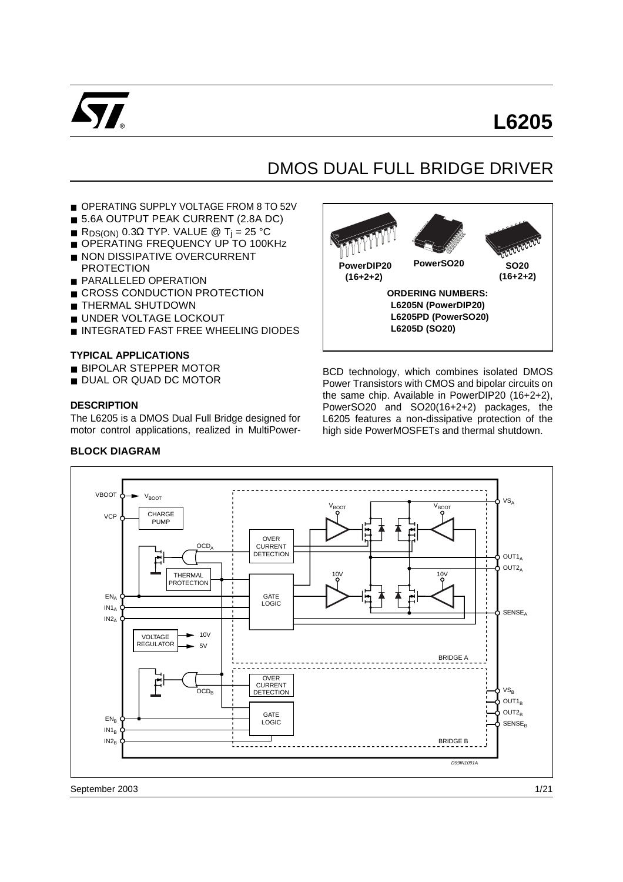# L6205

## DMOS DUAL FULL BRIDGE DRIVER

- OPERATING SUPPLY VOLTAGE FROM 8 TO 52V
- 5.6A OUTPUT PEAK CURRENT (2.8A DC)
- $R_{DS(ON)}$ 0.3Ω TYP. VALUE @ $T_j$ = 25 °C
- OPERATING FREQUENCY UP TO 100KHz
- NON DISSIPATIVE OVERCURRENT PROTECTION
- PARALLELED OPERATION
- CROSS CONDUCTION PROTECTION
- THERMAL SHUTDOWN
- UNDER VOLTAGE LOCKOUT
- INTEGRATED FAST FREE WHEELING DIODES

PowerDIP20 (16+2+2) | PowerSO20 | SO20 (16+2+2)

**ORDERING NUMBERS:**
**L6205N (PowerDIP20)**
**L6205PD (PowerSO20)**
**L6205D (SO20)**

### TYPICAL APPLICATIONS

- BIPOLAR STEPPER MOTOR
- DUAL OR QUAD DC MOTOR

### DESCRIPTION

The L6205 is a DMOS Dual Full Bridge designed for motor control applications, realized in MultiPower-BCD technology, which combines isolated DMOS Power Transistors with CMOS and bipolar circuits on the same chip. Available in PowerDIP20 (16+2+2), PowerSO20 and SO20(16+2+2) packages, the L6205 features a non-dissipative protection of the high side PowerMOSFETs and thermal shutdown.

### BLOCK DIAGRAM

September 2003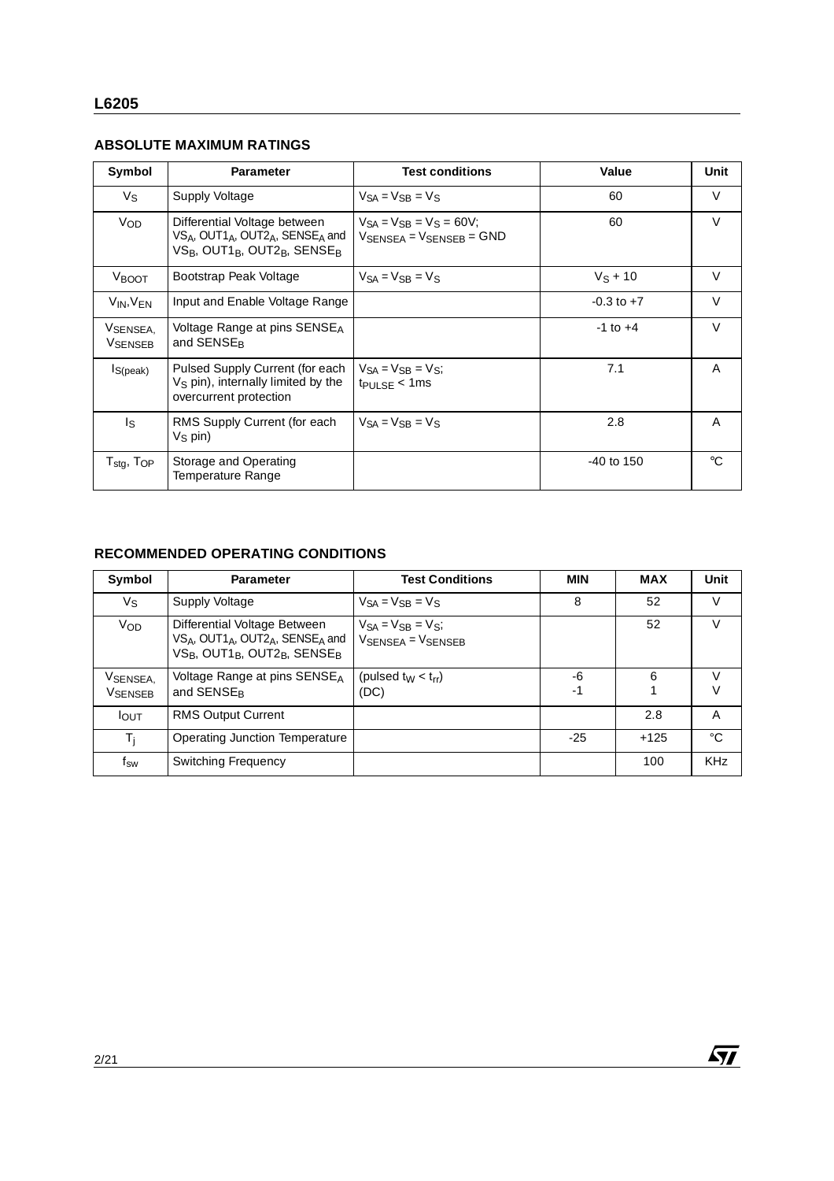## ABSOLUTE MAXIMUM RATINGS

| Symbol | Parameter | Test conditions | Value | Unit |
|---|---|---|---|---|
| $V_S$ | Supply Voltage | $V_{SA} = V_{SB} = V_S$ | 60 | V |
| $V_{OD}$ | Differential Voltage between $VS_A$, $OUT1_A$, $OUT2_A$, $SENSE_A$ and $VS_B$, $OUT1_B$, $OUT2_B$, $SENSE_B$ | $V_{SA} = V_{SB} = V_S = 60V$; $V_{SENSEA} = V_{SENSEB} = GND$ | 60 | V |
| $V_{BOOT}$ | Bootstrap Peak Voltage | $V_{SA} = V_{SB} = V_S$ | $V_S + 10$ | V |
| $V_{IN}$, $V_{EN}$ | Input and Enable Voltage Range | | -0.3 to +7 | V |
| $V_{SENSEA}$, $V_{SENSEB}$ | Voltage Range at pins $SENSE_A$ and $SENSE_B$ | | -1 to +4 | V |
| $I_{S(peak)}$ | Pulsed Supply Current (for each $V_S$ pin), internally limited by the overcurrent protection | $V_{SA} = V_{SB} = V_S$; $t_{PULSE} < 1ms$ | 7.1 | A |
| $I_S$ | RMS Supply Current (for each $V_S$ pin) | $V_{SA} = V_{SB} = V_S$ | 2.8 | A |
| $T_{stg}$, $T_{OP}$ | Storage and Operating Temperature Range | | -40 to 150 | °C |

## RECOMMENDED OPERATING CONDITIONS

| Symbol | Parameter | Test Conditions | MIN | MAX | Unit |
|---|---|---|---|---|---|
| $V_S$ | Supply Voltage | $V_{SA} = V_{SB} = V_S$ | 8 | 52 | V |
| $V_{OD}$ | Differential Voltage Between $VS_A$, $OUT1_A$, $OUT2_A$, $SENSE_A$ and $VS_B$, $OUT1_B$, $OUT2_B$, $SENSE_B$ | $V_{SA} = V_{SB} = V_S$; $V_{SENSEA} = V_{SENSEB}$ | | 52 | V |
| $V_{SENSEA}$, $V_{SENSEB}$ | Voltage Range at pins $SENSE_A$ and $SENSE_B$ | (pulsed $t_W < t_{rr}$)<br>(DC) | -6<br>-1 | 6<br>1 | V<br>V |
| $I_{OUT}$ | RMS Output Current | | | 2.8 | A |
| $T_j$ | Operating Junction Temperature | | -25 | +125 | °C |
| $f_{sw}$ | Switching Frequency | | | 100 | KHz |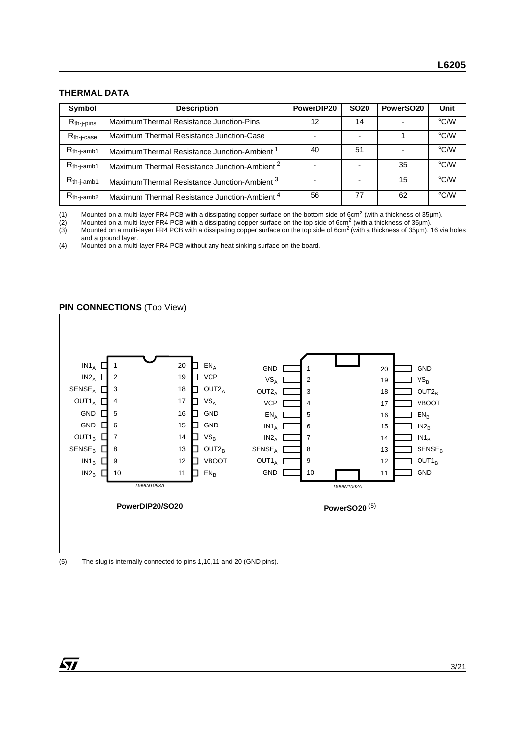## THERMAL DATA

| Symbol | Description | PowerDIP20 | SO20 | PowerSO20 | Unit |
|---|---|---|---|---|---|
| $R_{th-j-pins}$ | MaximumThermal Resistance Junction-Pins | 12 | 14 | - | °C/W |
| $R_{th-j-case}$ | Maximum Thermal Resistance Junction-Case | - | - | 1 | °C/W |
| $R_{th-j-amb1}$ | MaximumThermal Resistance Junction-Ambient [1] | 40 | 51 | - | °C/W |
| $R_{th-j-amb1}$ | Maximum Thermal Resistance Junction-Ambient [2] | - | - | 35 | °C/W |
| $R_{th-j-amb1}$ | MaximumThermal Resistance Junction-Ambient [3] | - | - | 15 | °C/W |
| $R_{th-j-amb2}$ | Maximum Thermal Resistance Junction-Ambient [4] | 56 | 77 | 62 | °C/W |

(1) Mounted on a multi-layer FR4 PCB with a dissipating copper surface on the bottom side of 6cm$^2$ (with a thickness of 35µm).
(2) Mounted on a multi-layer FR4 PCB with a dissipating copper surface on the top side of 6cm$^2$ (with a thickness of 35µm).
(3) Mounted on a multi-layer FR4 PCB with a dissipating copper surface on the top side of 6cm$^2$ (with a thickness of 35µm), 16 via holes and a ground layer.
(4) Mounted on a multi-layer FR4 PCB without any heat sinking surface on the board.

## PIN CONNECTIONS (Top View)

**PowerDIP20/SO20**

| Pin | Name | Pin | Name |
|---|---|---|---|
| 1 | $IN1_A$ | 20 | $EN_A$ |
| 2 | $IN2_A$ | 19 | VCP |
| 3 | $SENSE_A$ | 18 | $OUT2_A$ |
| 4 | $OUT1_A$ | 17 | $VS_A$ |
| 5 | GND | 16 | GND |
| 6 | GND | 15 | GND |
| 7 | $OUT1_B$ | 14 | $VS_B$ |
| 8 | $SENSE_B$ | 13 | $OUT2_B$ |
| 9 | $IN1_B$ | 12 | VBOOT |
| 10 | $IN2_B$ | 11 | $EN_B$ |

D99IN1093A

**PowerSO20** (5)

| Pin | Name | Pin | Name |
|---|---|---|---|
| 1 | GND | 20 | GND |
| 2 | $VS_A$ | 19 | $VS_B$ |
| 3 | $OUT2_A$ | 18 | $OUT2_B$ |
| 4 | VCP | 17 | VBOOT |
| 5 | $EN_A$ | 16 | $EN_B$ |
| 6 | $IN1_A$ | 15 | $IN2_B$ |
| 7 | $IN2_A$ | 14 | $IN1_B$ |
| 8 | $SENSE_A$ | 13 | $SENSE_B$ |
| 9 | $OUT1_A$ | 12 | $OUT1_B$ |
| 10 | GND | 11 | GND |

D99IN1092A

(5) The slug is internally connected to pins 1,10,11 and 20 (GND pins).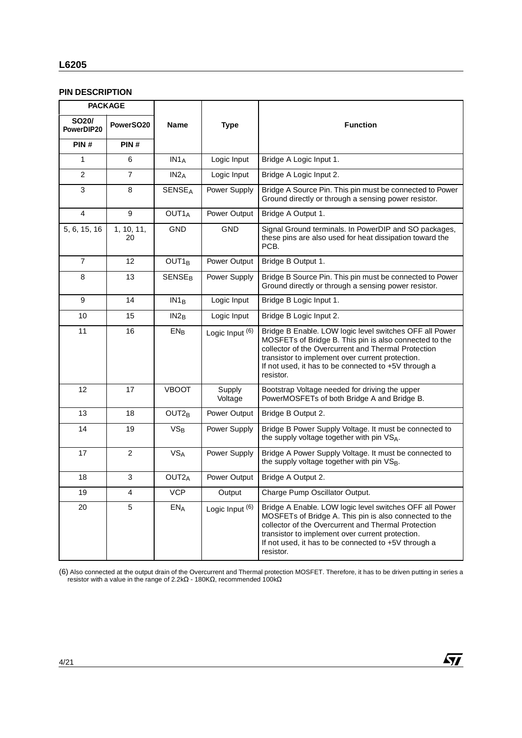## PIN DESCRIPTION

| PACKAGE | | Name | Type | Function |
|---|---|---|---|---|
| SO20/ PowerDIP20 | PowerSO20 | | | |
| PIN # | PIN # | | | |
| 1 | 6 | $IN1_A$ | Logic Input | Bridge A Logic Input 1. |
| 2 | 7 | $IN2_A$ | Logic Input | Bridge A Logic Input 2. |
| 3 | 8 | $SENSE_A$ | Power Supply | Bridge A Source Pin. This pin must be connected to Power Ground directly or through a sensing power resistor. |
| 4 | 9 | $OUT1_A$ | Power Output | Bridge A Output 1. |
| 5, 6, 15, 16 | 1, 10, 11, 20 | GND | GND | Signal Ground terminals. In PowerDIP and SO packages, these pins are also used for heat dissipation toward the PCB. |
| 7 | 12 | $OUT1_B$ | Power Output | Bridge B Output 1. |
| 8 | 13 | $SENSE_B$ | Power Supply | Bridge B Source Pin. This pin must be connected to Power Ground directly or through a sensing power resistor. |
| 9 | 14 | $IN1_B$ | Logic Input | Bridge B Logic Input 1. |
| 10 | 15 | $IN2_B$ | Logic Input | Bridge B Logic Input 2. |
| 11 | 16 | $EN_B$ | Logic Input (6) | Bridge B Enable. LOW logic level switches OFF all Power MOSFETs of Bridge B. This pin is also connected to the collector of the Overcurrent and Thermal Protection transistor to implement over current protection. If not used, it has to be connected to +5V through a resistor. |
| 12 | 17 | VBOOT | Supply Voltage | Bootstrap Voltage needed for driving the upper PowerMOSFETs of both Bridge A and Bridge B. |
| 13 | 18 | $OUT2_B$ | Power Output | Bridge B Output 2. |
| 14 | 19 | $VS_B$ | Power Supply | Bridge B Power Supply Voltage. It must be connected to the supply voltage together with pin $VS_A$. |
| 17 | 2 | $VS_A$ | Power Supply | Bridge A Power Supply Voltage. It must be connected to the supply voltage together with pin $VS_B$. |
| 18 | 3 | $OUT2_A$ | Power Output | Bridge A Output 2. |
| 19 | 4 | VCP | Output | Charge Pump Oscillator Output. |
| 20 | 5 | $EN_A$ | Logic Input (6) | Bridge A Enable. LOW logic level switches OFF all Power MOSFETs of Bridge A. This pin is also connected to the collector of the Overcurrent and Thermal Protection transistor to implement over current protection. If not used, it has to be connected to +5V through a resistor. |

(6) Also connected at the output drain of the Overcurrent and Thermal protection MOSFET. Therefore, it has to be driven putting in series a resistor with a value in the range of 2.2kΩ - 180KΩ, recommended 100kΩ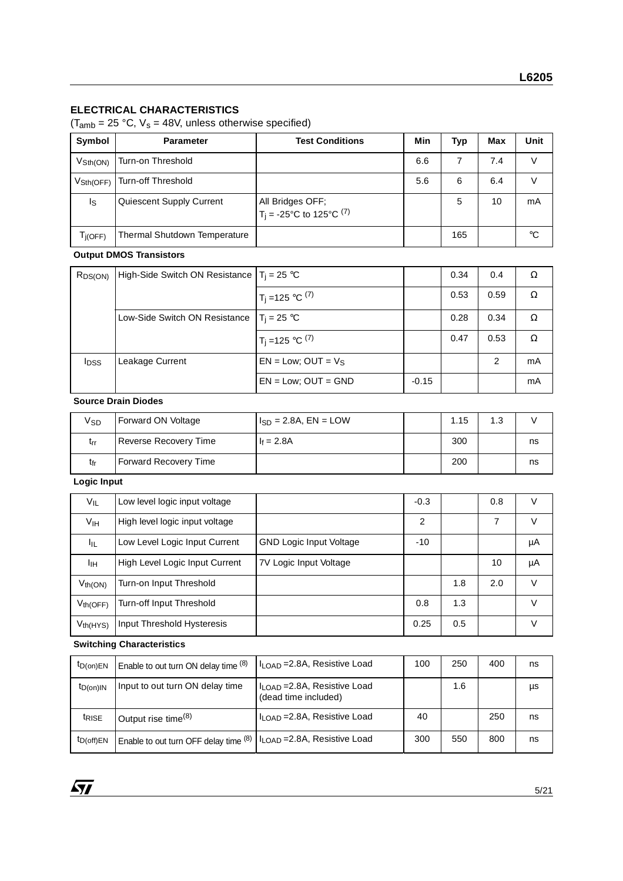## ELECTRICAL CHARACTERISTICS

($T_{amb}$ = 25 °C, $V_s$ = 48V, unless otherwise specified)

| Symbol | Parameter | Test Conditions | Min | Typ | Max | Unit |
|---|---|---|---|---|---|---|
| $V_{Sth(ON)}$ | Turn-on Threshold | | 6.6 | 7 | 7.4 | V |
| $V_{Sth(OFF)}$ | Turn-off Threshold | | 5.6 | 6 | 6.4 | V |
| $I_S$ | Quiescent Supply Current | All Bridges OFF; $T_j$ = -25°C to 125°C (7) | | 5 | 10 | mA |
| $T_{j(OFF)}$ | Thermal Shutdown Temperature | | | 165 | | °C |
| **Output DMOS Transistors** | | | | | | |
| $R_{DS(ON)}$ | High-Side Switch ON Resistance | $T_j$ = 25 °C | | 0.34 | 0.4 | Ω |
| | | $T_j$ =125 °C (7) | | 0.53 | 0.59 | Ω |
| | Low-Side Switch ON Resistance | $T_j$ = 25 °C | | 0.28 | 0.34 | Ω |
| | | $T_j$ =125 °C (7) | | 0.47 | 0.53 | Ω |
| $I_{DSS}$ | Leakage Current | EN = Low; OUT = $V_S$ | | | 2 | mA |
| | | EN = Low; OUT = GND | -0.15 | | | mA |
| **Source Drain Diodes** | | | | | | |
| $V_{SD}$ | Forward ON Voltage | $I_{SD}$ = 2.8A, EN = LOW | | 1.15 | 1.3 | V |
| $t_{rr}$ | Reverse Recovery Time | $I_f$ = 2.8A | | 300 | | ns |
| $t_{fr}$ | Forward Recovery Time | | | 200 | | ns |
| **Logic Input** | | | | | | |
| $V_{IL}$ | Low level logic input voltage | | -0.3 | | 0.8 | V |
| $V_{IH}$ | High level logic input voltage | | 2 | | 7 | V |
| $I_{IL}$ | Low Level Logic Input Current | GND Logic Input Voltage | -10 | | | µA |
| $I_{IH}$ | High Level Logic Input Current | 7V Logic Input Voltage | | | 10 | µA |
| $V_{th(ON)}$ | Turn-on Input Threshold | | | 1.8 | 2.0 | V |
| $V_{th(OFF)}$ | Turn-off Input Threshold | | 0.8 | 1.3 | | V |
| $V_{th(HYS)}$ | Input Threshold Hysteresis | | 0.25 | 0.5 | | V |
| **Switching Characteristics** | | | | | | |
| $t_{D(on)EN}$ | Enable to out turn ON delay time (8) | $I_{LOAD}$ =2.8A, Resistive Load | 100 | 250 | 400 | ns |
| $t_{D(on)IN}$ | Input to out turn ON delay time | $I_{LOAD}$ =2.8A, Resistive Load (dead time included) | | 1.6 | | µs |
| $t_{RISE}$ | Output rise time(8) | $I_{LOAD}$ =2.8A, Resistive Load | 40 | | 250 | ns |
| $t_{D(off)EN}$ | Enable to out turn OFF delay time (8) | $I_{LOAD}$ =2.8A, Resistive Load | 300 | 550 | 800 | ns |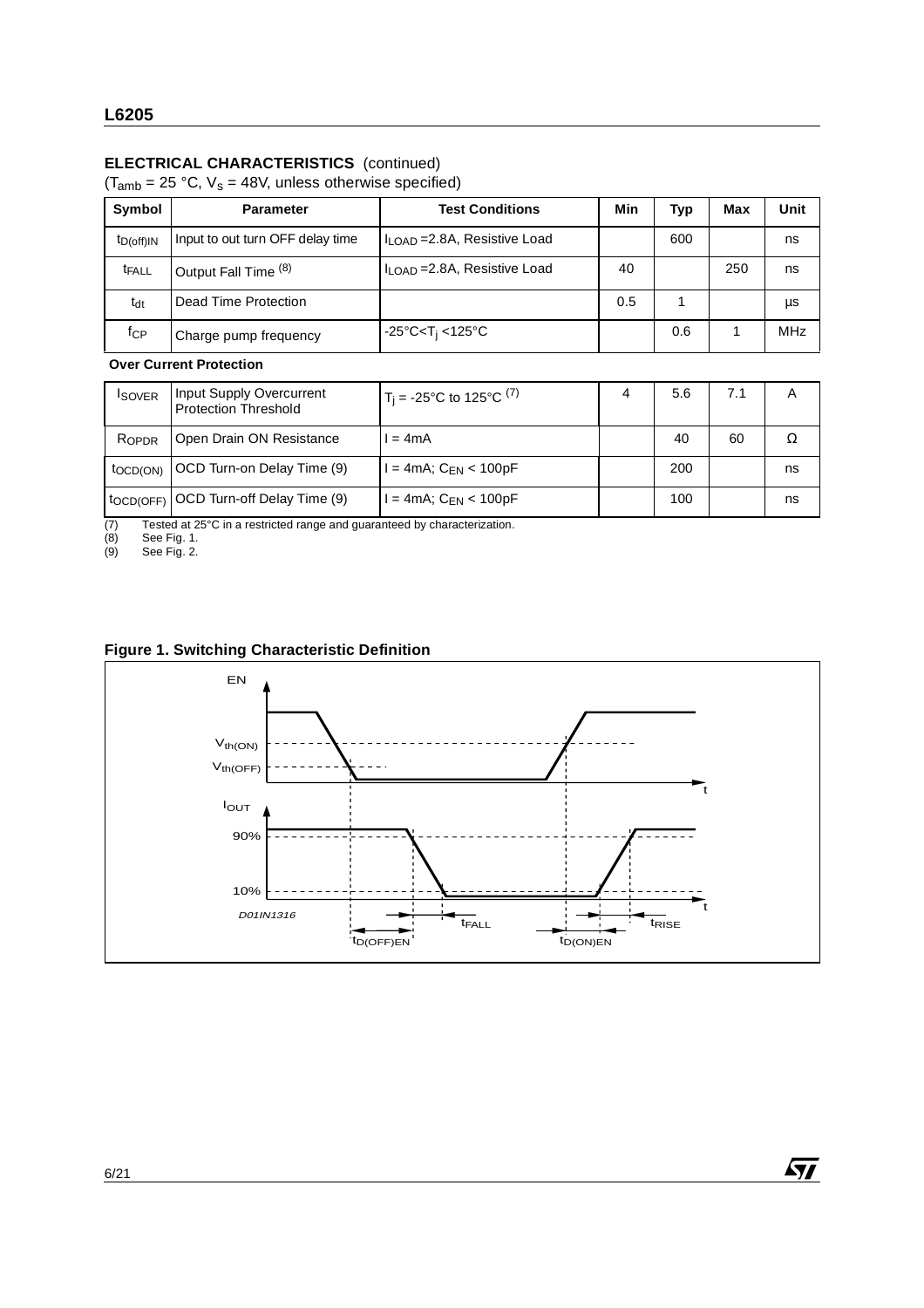## ELECTRICAL CHARACTERISTICS (continued)

($T_{amb}$ = 25 °C, $V_s$ = 48V, unless otherwise specified)

| Symbol | Parameter | Test Conditions | Min | Typ | Max | Unit |
|---|---|---|---|---|---|---|
| $t_{D(off)IN}$ | Input to out turn OFF delay time | $I_{LOAD}$ =2.8A, Resistive Load | | 600 | | ns |
| $t_{FALL}$ | Output Fall Time (8) | $I_{LOAD}$ =2.8A, Resistive Load | 40 | | 250 | ns |
| $t_{dt}$ | Dead Time Protection | | 0.5 | 1 | | µs |
| $f_{CP}$ | Charge pump frequency | -25°C<$T_j$ <125°C | | 0.6 | 1 | MHz |
| **Over Current Protection** | | | | | | |
| $I_{SOVER}$ | Input Supply Overcurrent Protection Threshold | $T_j$ = -25°C to 125°C (7) | 4 | 5.6 | 7.1 | A |
| $R_{OPDR}$ | Open Drain ON Resistance | I = 4mA | | 40 | 60 | Ω |
| $t_{OCD(ON)}$ | OCD Turn-on Delay Time (9) | I = 4mA; $C_{EN}$ < 100pF | | 200 | | ns |
| $t_{OCD(OFF)}$ | OCD Turn-off Delay Time (9) | I = 4mA; $C_{EN}$ < 100pF | | 100 | | ns |

(7) Tested at 25°C in a restricted range and guaranteed by characterization.
(8) See Fig. 1.
(9) See Fig. 2.

**Figure 1. Switching Characteristic Definition**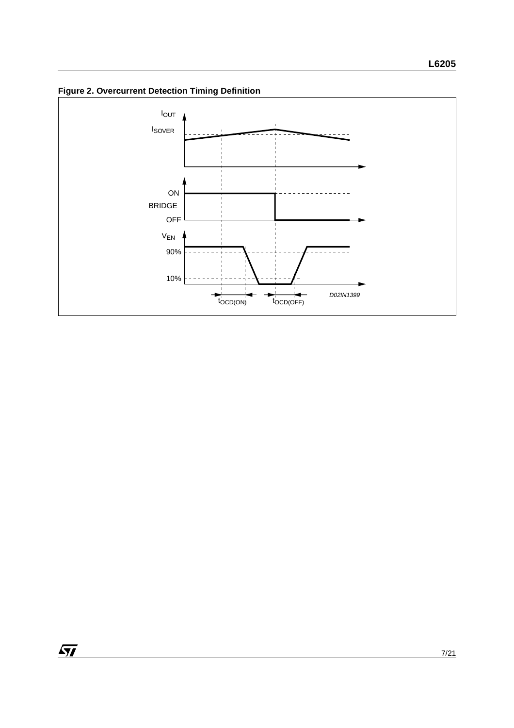**Figure 2. Overcurrent Detection Timing Definition**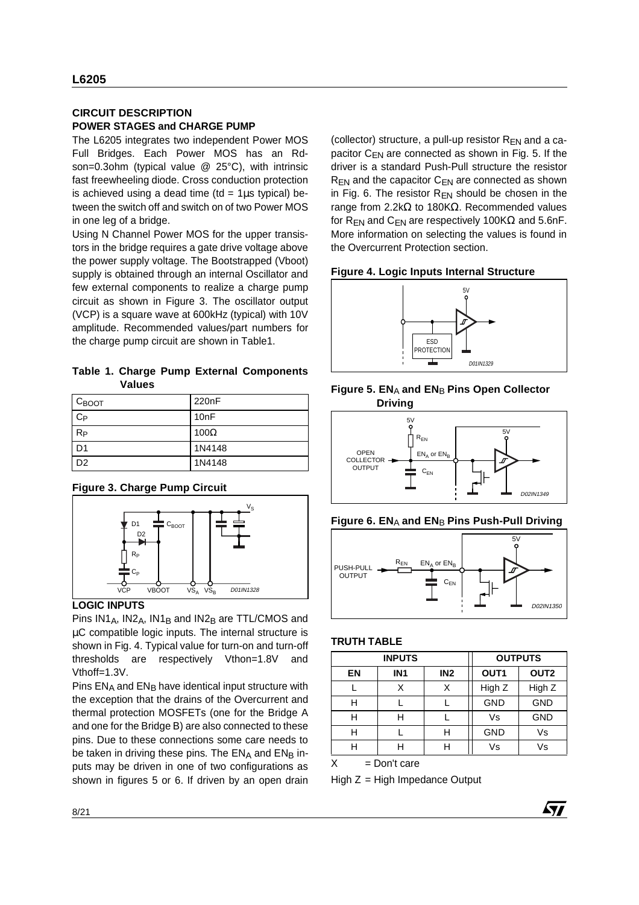## CIRCUIT DESCRIPTION

### POWER STAGES and CHARGE PUMP

The L6205 integrates two independent Power MOS Full Bridges. Each Power MOS has an Rdson=0.3ohm (typical value @ 25°C), with intrinsic fast freewheeling diode. Cross conduction protection is achieved using a dead time (td = 1µs typical) between the switch off and switch on of two Power MOS in one leg of a bridge.

Using N Channel Power MOS for the upper transistors in the bridge requires a gate drive voltage above the power supply voltage. The Bootstrapped (Vboot) supply is obtained through an internal Oscillator and few external components to realize a charge pump circuit as shown in Figure 3. The oscillator output (VCP) is a square wave at 600kHz (typical) with 10V amplitude. Recommended values/part numbers for the charge pump circuit are shown in Table1.

**Table 1. Charge Pump External Components Values**

| | |
|---|---|
| $C_{BOOT}$ | 220nF |
| $C_P$ | 10nF |
| $R_P$ | 100Ω |
| D1 | 1N4148 |
| D2 | 1N4148 |

**Figure 3. Charge Pump Circuit**

### LOGIC INPUTS

Pins $IN1_A$, $IN2_A$, $IN1_B$ and $IN2_B$ are TTL/CMOS and µC compatible logic inputs. The internal structure is shown in Fig. 4. Typical value for turn-on and turn-off thresholds are respectively Vthon=1.8V and Vthoff=1.3V.

Pins $EN_A$ and $EN_B$ have identical input structure with the exception that the drains of the Overcurrent and thermal protection MOSFETs (one for the Bridge A and one for the Bridge B) are also connected to these pins. Due to these connections some care needs to be taken in driving these pins. The $EN_A$ and $EN_B$ inputs may be driven in one of two configurations as shown in figures 5 or 6. If driven by an open drain (collector) structure, a pull-up resistor $R_{EN}$ and a capacitor $C_{EN}$ are connected as shown in Fig. 5. If the driver is a standard Push-Pull structure the resistor $R_{EN}$ and the capacitor $C_{EN}$ are connected as shown in Fig. 6. The resistor $R_{EN}$ should be chosen in the range from 2.2kΩ to 180KΩ. Recommended values for $R_{EN}$ and $C_{EN}$ are respectively 100KΩ and 5.6nF. More information on selecting the values is found in the Overcurrent Protection section.

**Figure 4. Logic Inputs Internal Structure**

**Figure 5. $EN_A$ and $EN_B$ Pins Open Collector Driving**

**Figure 6. $EN_A$ and $EN_B$ Pins Push-Pull Driving**

### TRUTH TABLE

| INPUTS | | | OUTPUTS | |
|---|---|---|---|---|
| EN | IN1 | IN2 | OUT1 | OUT2 |
| L | X | X | High Z | High Z |
| H | L | L | GND | GND |
| H | H | L | Vs | GND |
| H | L | H | GND | Vs |
| H | H | H | Vs | Vs |

X = Don't care

High Z = High Impedance Output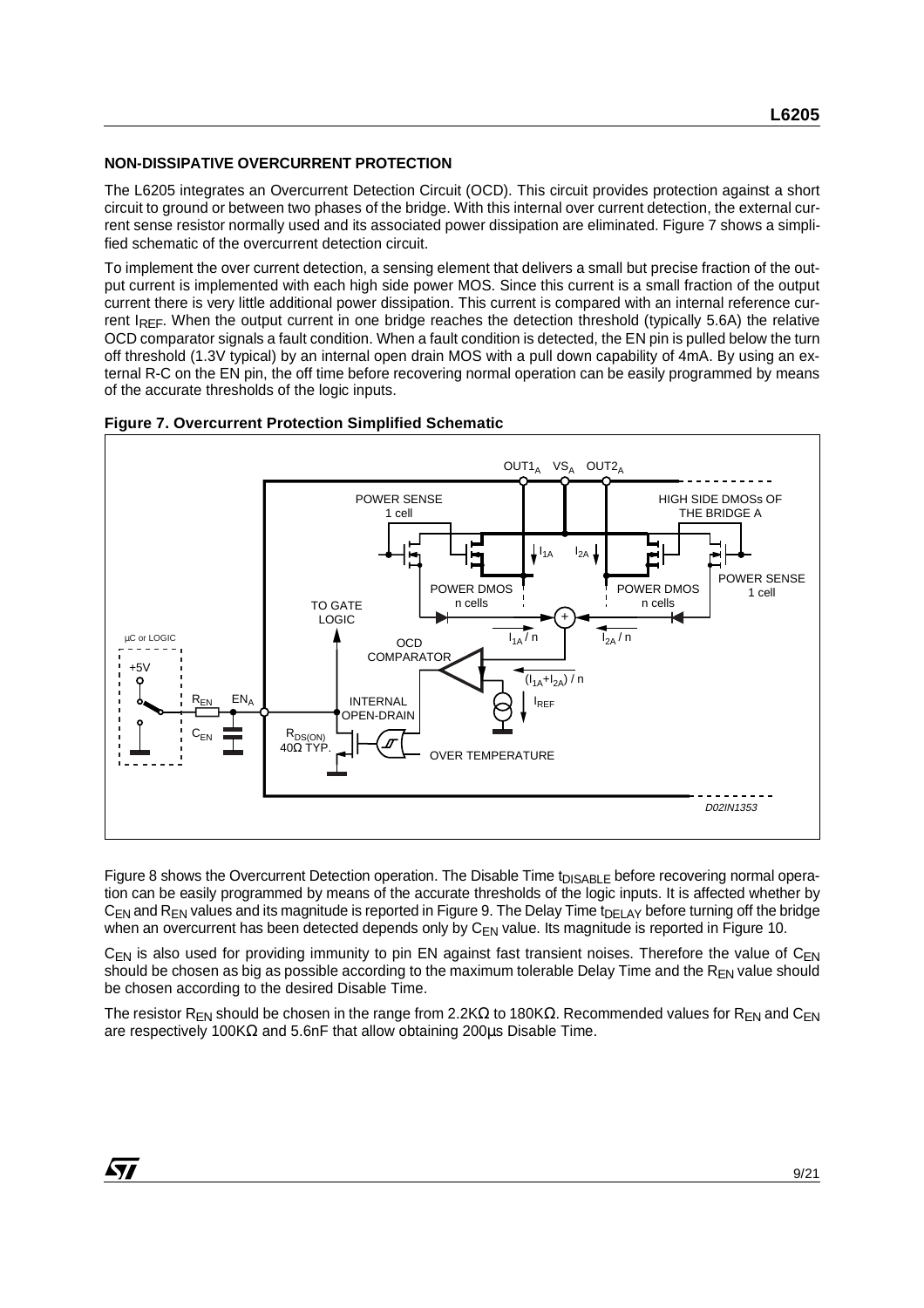## NON-DISSIPATIVE OVERCURRENT PROTECTION

The L6205 integrates an Overcurrent Detection Circuit (OCD). This circuit provides protection against a short circuit to ground or between two phases of the bridge. With this internal over current detection, the external current sense resistor normally used and its associated power dissipation are eliminated. Figure 7 shows a simplified schematic of the overcurrent detection circuit.

To implement the over current detection, a sensing element that delivers a small but precise fraction of the output current is implemented with each high side power MOS. Since this current is a small fraction of the output current there is very little additional power dissipation. This current is compared with an internal reference current $I_{REF}$. When the output current in one bridge reaches the detection threshold (typically 5.6A) the relative OCD comparator signals a fault condition. When a fault condition is detected, the EN pin is pulled below the turn off threshold (1.3V typical) by an internal open drain MOS with a pull down capability of 4mA. By using an external R-C on the EN pin, the off time before recovering normal operation can be easily programmed by means of the accurate thresholds of the logic inputs.

**Figure 7. Overcurrent Protection Simplified Schematic**

Figure 8 shows the Overcurrent Detection operation. The Disable Time $t_{DISABLE}$ before recovering normal operation can be easily programmed by means of the accurate thresholds of the logic inputs. It is affected whether by $C_{EN}$ and $R_{EN}$ values and its magnitude is reported in Figure 9. The Delay Time $t_{DELAY}$ before turning off the bridge when an overcurrent has been detected depends only by $C_{EN}$ value. Its magnitude is reported in Figure 10.

$C_{EN}$ is also used for providing immunity to pin EN against fast transient noises. Therefore the value of $C_{EN}$ should be chosen as big as possible according to the maximum tolerable Delay Time and the $R_{EN}$ value should be chosen according to the desired Disable Time.

The resistor $R_{EN}$ should be chosen in the range from 2.2KΩ to 180KΩ. Recommended values for $R_{EN}$ and $C_{EN}$ are respectively 100KΩ and 5.6nF that allow obtaining 200µs Disable Time.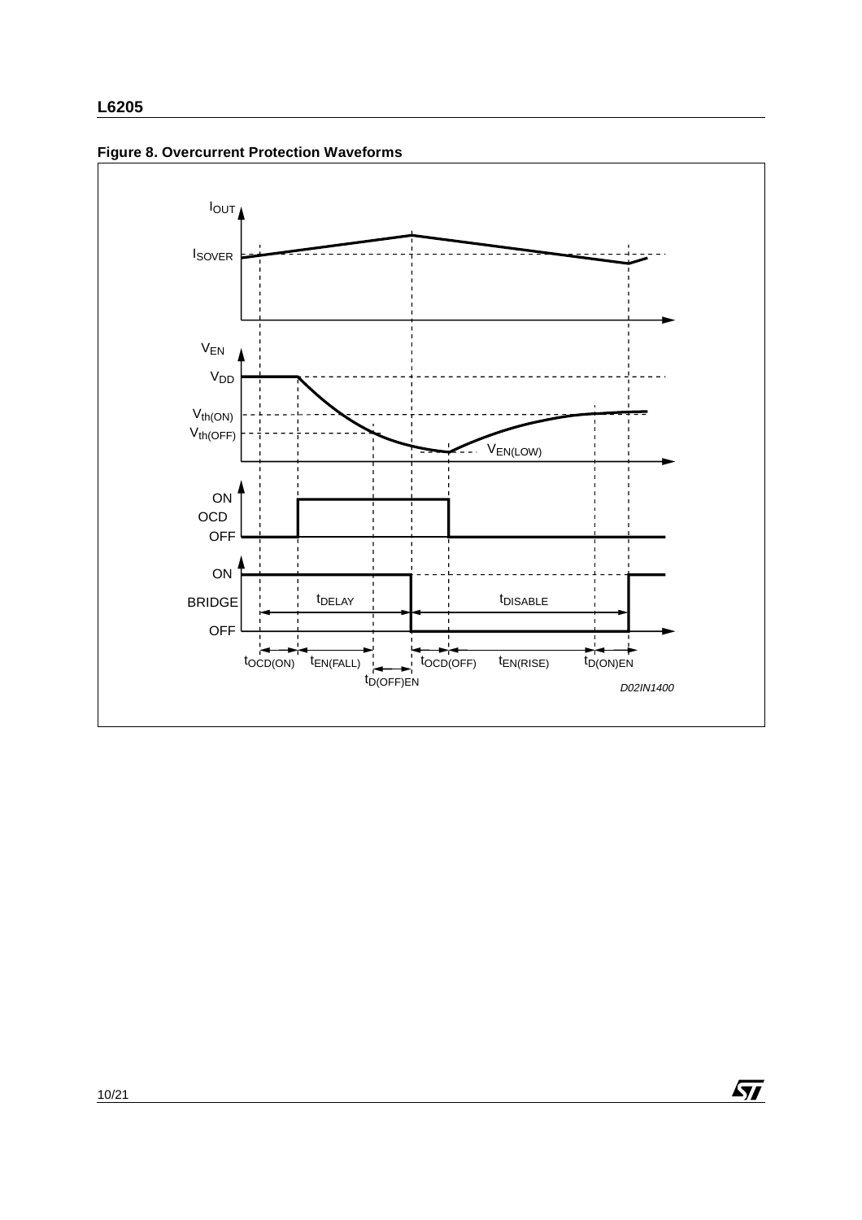**Figure 8. Overcurrent Protection Waveforms**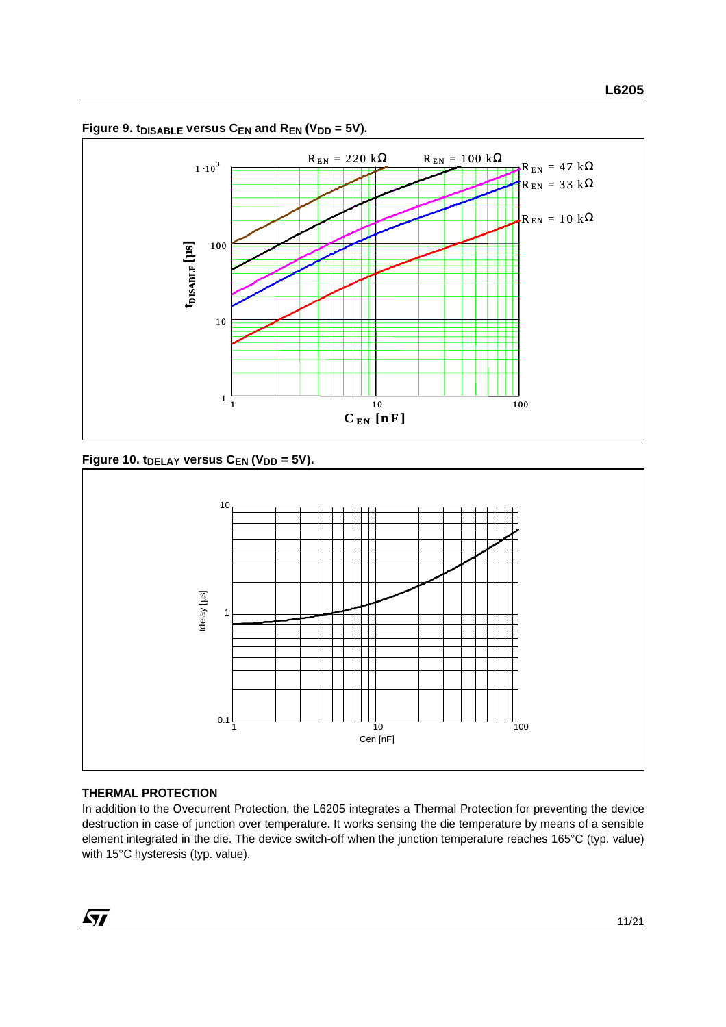**Figure 9. $t_{DISABLE}$ versus $C_{EN}$ and $R_{EN}$ ($V_{DD}$ = 5V).**

**Figure 10. $t_{DELAY}$ versus $C_{EN}$ ($V_{DD}$ = 5V).**

### THERMAL PROTECTION

In addition to the Ovecurrent Protection, the L6205 integrates a Thermal Protection for preventing the device destruction in case of junction over temperature. It works sensing the die temperature by means of a sensible element integrated in the die. The device switch-off when the junction temperature reaches 165°C (typ. value) with 15°C hysteresis (typ. value).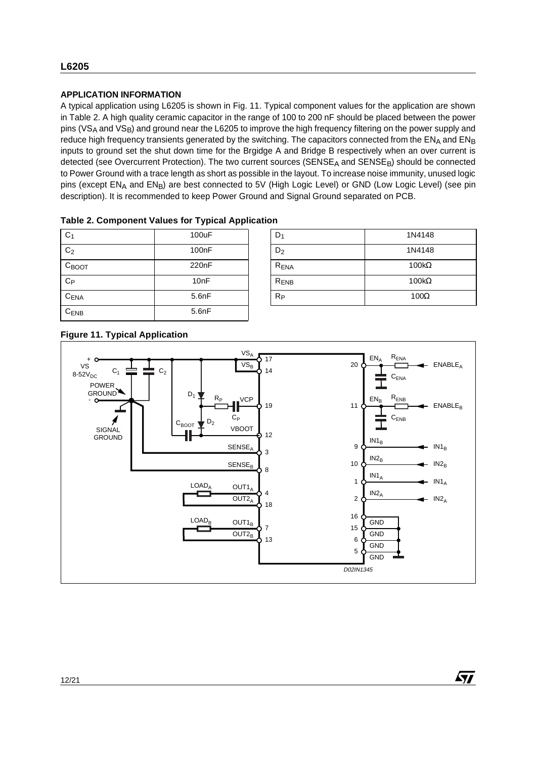## APPLICATION INFORMATION

A typical application using L6205 is shown in Fig. 11. Typical component values for the application are shown in Table 2. A high quality ceramic capacitor in the range of 100 to 200 nF should be placed between the power pins ($VS_A$ and $VS_B$) and ground near the L6205 to improve the high frequency filtering on the power supply and reduce high frequency transients generated by the switching. The capacitors connected from the $EN_A$ and $EN_B$ inputs to ground set the shut down time for the Brgidge A and Bridge B respectively when an over current is detected (see Overcurrent Protection). The two current sources ($SENSE_A$ and $SENSE_B$) should be connected to Power Ground with a trace length as short as possible in the layout. To increase noise immunity, unused logic pins (except $EN_A$ and $EN_B$) are best connected to 5V (High Logic Level) or GND (Low Logic Level) (see pin description). It is recommended to keep Power Ground and Signal Ground separated on PCB.

**Table 2. Component Values for Typical Application**

| Component | Value | Component | Value |
|---|---|---|---|
| $C_1$ | 100uF | $D_1$ | 1N4148 |
| $C_2$ | 100nF | $D_2$ | 1N4148 |
| $C_{BOOT}$ | 220nF | $R_{ENA}$ | 100kΩ |
| $C_P$ | 10nF | $R_{ENB}$ | 100kΩ |
| $C_{ENA}$ | 5.6nF | $R_P$ | 100Ω |
| $C_{ENB}$ | 5.6nF | | |

**Figure 11. Typical Application**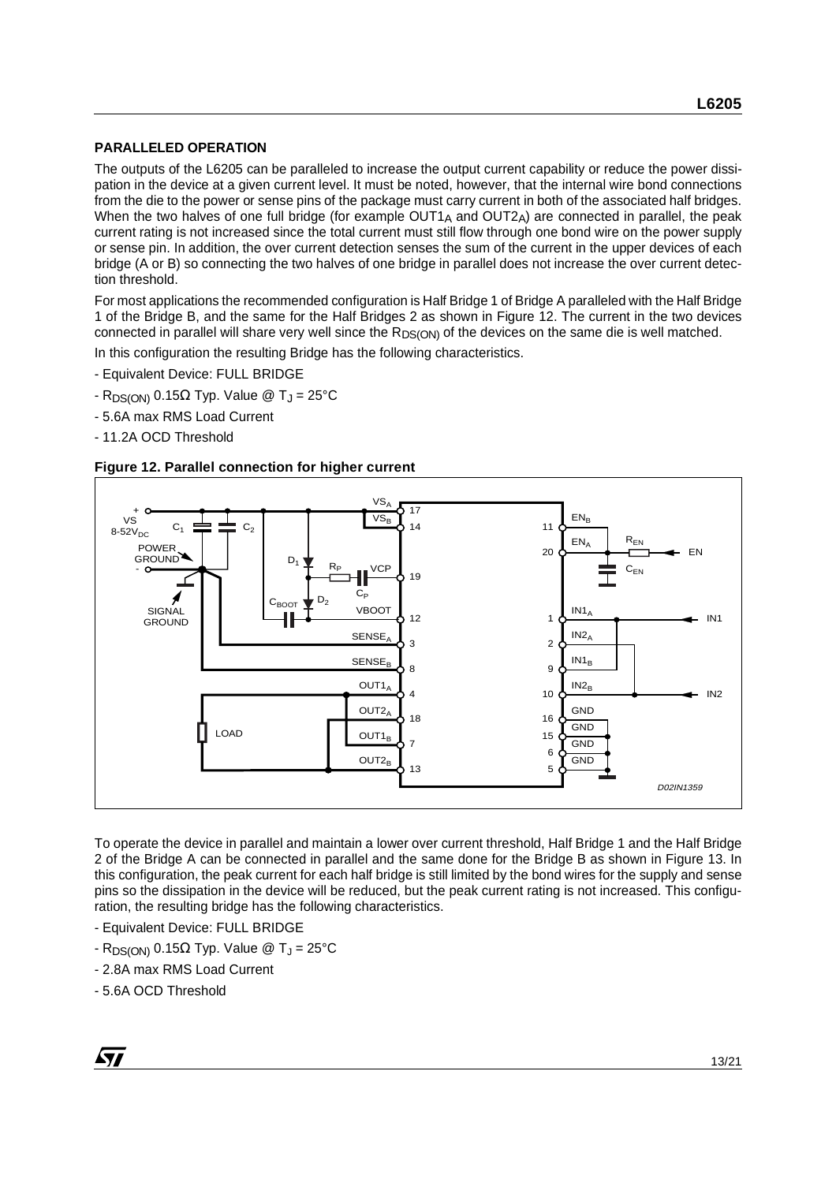## PARALLELED OPERATION

The outputs of the L6205 can be paralleled to increase the output current capability or reduce the power dissipation in the device at a given current level. It must be noted, however, that the internal wire bond connections from the die to the power or sense pins of the package must carry current in both of the associated half bridges. When the two halves of one full bridge (for example $OUT1_A$ and $OUT2_A$) are connected in parallel, the peak current rating is not increased since the total current must still flow through one bond wire on the power supply or sense pin. In addition, the over current detection senses the sum of the current in the upper devices of each bridge (A or B) so connecting the two halves of one bridge in parallel does not increase the over current detection threshold.

For most applications the recommended configuration is Half Bridge 1 of Bridge A paralleled with the Half Bridge 1 of the Bridge B, and the same for the Half Bridges 2 as shown in Figure 12. The current in the two devices connected in parallel will share very well since the $R_{DS(ON)}$ of the devices on the same die is well matched.

In this configuration the resulting Bridge has the following characteristics.

- Equivalent Device: FULL BRIDGE
- $R_{DS(ON)}$ 0.15Ω Typ. Value @ $T_J$ = 25°C
- 5.6A max RMS Load Current
- 11.2A OCD Threshold

**Figure 12. Parallel connection for higher current**

To operate the device in parallel and maintain a lower over current threshold, Half Bridge 1 and the Half Bridge 2 of the Bridge A can be connected in parallel and the same done for the Bridge B as shown in Figure 13. In this configuration, the peak current for each half bridge is still limited by the bond wires for the supply and sense pins so the dissipation in the device will be reduced, but the peak current rating is not increased. This configuration, the resulting bridge has the following characteristics.

- Equivalent Device: FULL BRIDGE
- $R_{DS(ON)}$ 0.15Ω Typ. Value @ $T_J$ = 25°C
- 2.8A max RMS Load Current
- 5.6A OCD Threshold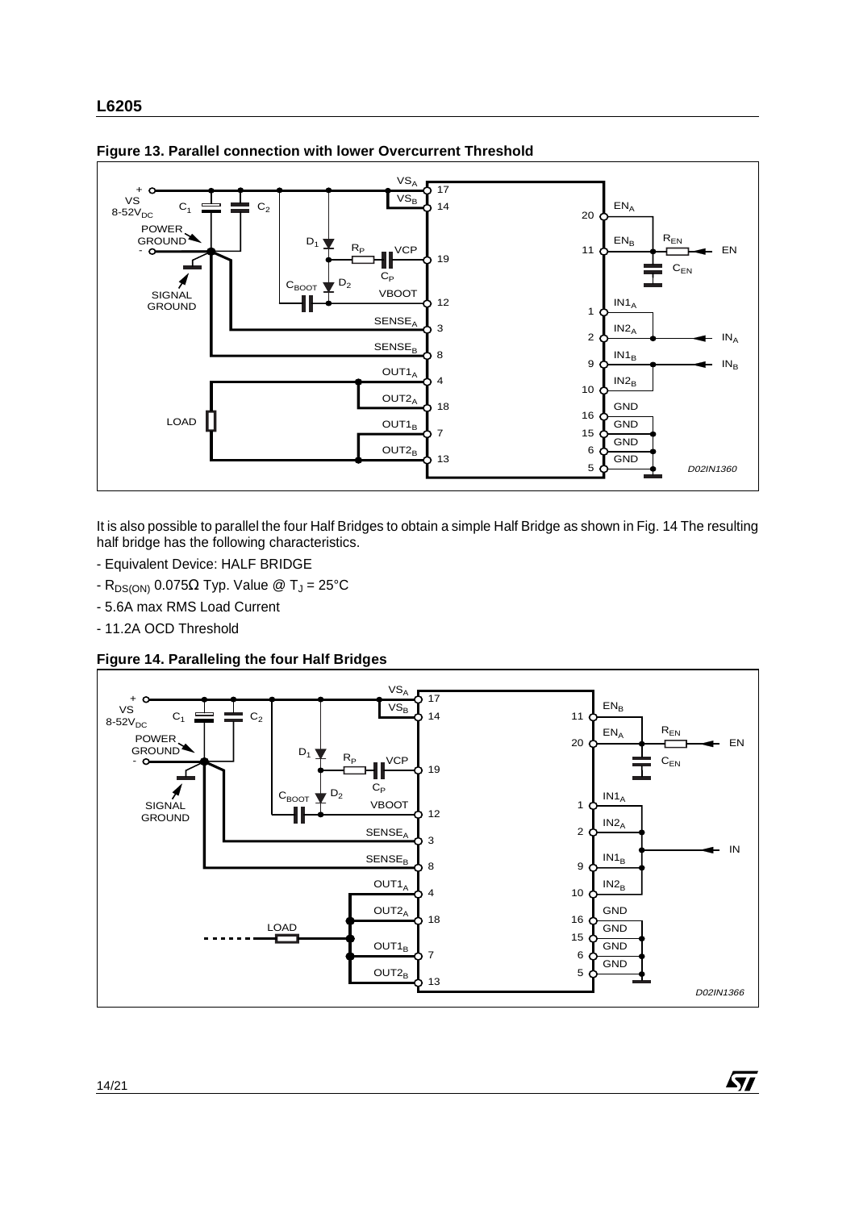**Figure 13. Parallel connection with lower Overcurrent Threshold**

It is also possible to parallel the four Half Bridges to obtain a simple Half Bridge as shown in Fig. 14 The resulting half bridge has the following characteristics.

- Equivalent Device: HALF BRIDGE
- $R_{DS(ON)}$ 0.075Ω Typ. Value @ $T_J$ = 25°C
- 5.6A max RMS Load Current
- 11.2A OCD Threshold

**Figure 14. Paralleling the four Half Bridges**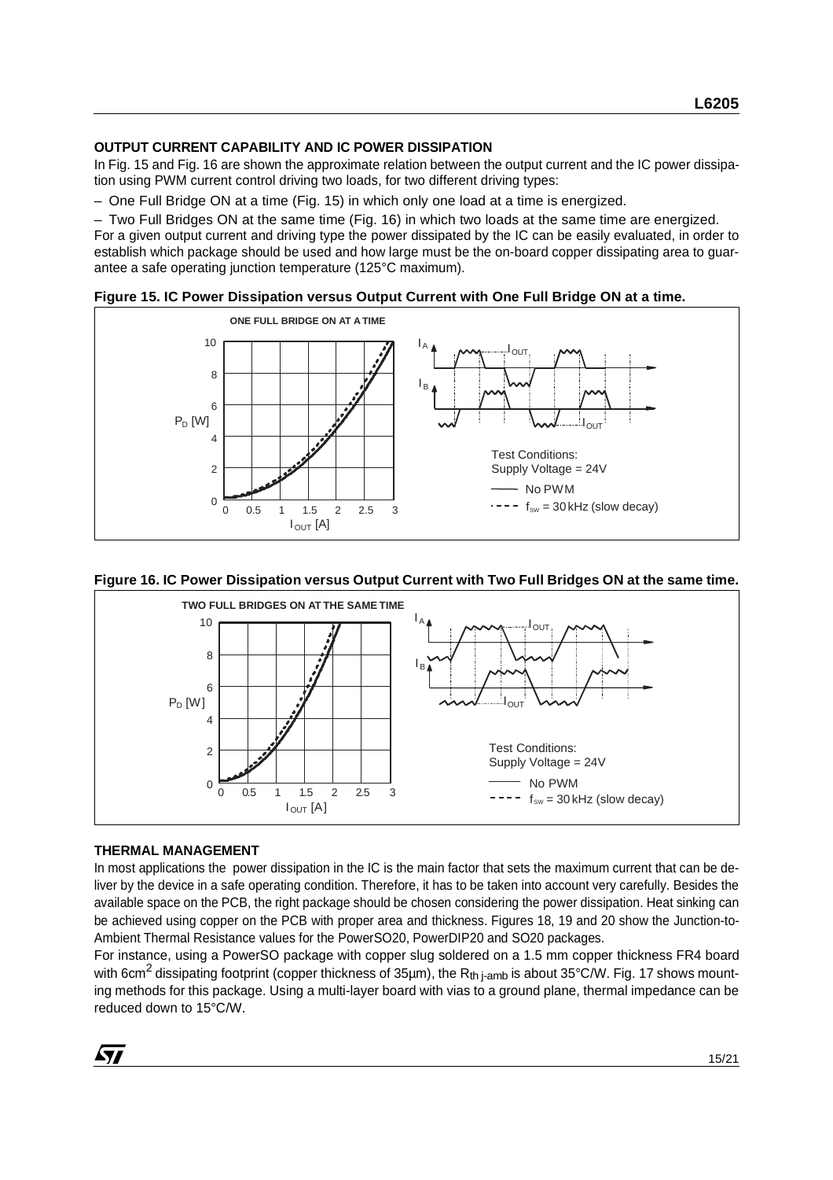### OUTPUT CURRENT CAPABILITY AND IC POWER DISSIPATION

In Fig. 15 and Fig. 16 are shown the approximate relation between the output current and the IC power dissipation using PWM current control driving two loads, for two different driving types:

– One Full Bridge ON at a time (Fig. 15) in which only one load at a time is energized.

– Two Full Bridges ON at the same time (Fig. 16) in which two loads at the same time are energized.

For a given output current and driving type the power dissipated by the IC can be easily evaluated, in order to establish which package should be used and how large must be the on-board copper dissipating area to guarantee a safe operating junction temperature (125°C maximum).

**Figure 15. IC Power Dissipation versus Output Current with One Full Bridge ON at a time.**

**Figure 16. IC Power Dissipation versus Output Current with Two Full Bridges ON at the same time.**

### THERMAL MANAGEMENT

In most applications the power dissipation in the IC is the main factor that sets the maximum current that can be deliver by the device in a safe operating condition. Therefore, it has to be taken into account very carefully. Besides the available space on the PCB, the right package should be chosen considering the power dissipation. Heat sinking can be achieved using copper on the PCB with proper area and thickness. Figures 18, 19 and 20 show the Junction-to-Ambient Thermal Resistance values for the PowerSO20, PowerDIP20 and SO20 packages.

For instance, using a PowerSO package with copper slug soldered on a 1.5 mm copper thickness FR4 board with 6cm$^2$ dissipating footprint (copper thickness of 35µm), the $R_{th\ j\text{-}amb}$ is about 35°C/W. Fig. 17 shows mounting methods for this package. Using a multi-layer board with vias to a ground plane, thermal impedance can be reduced down to 15°C/W.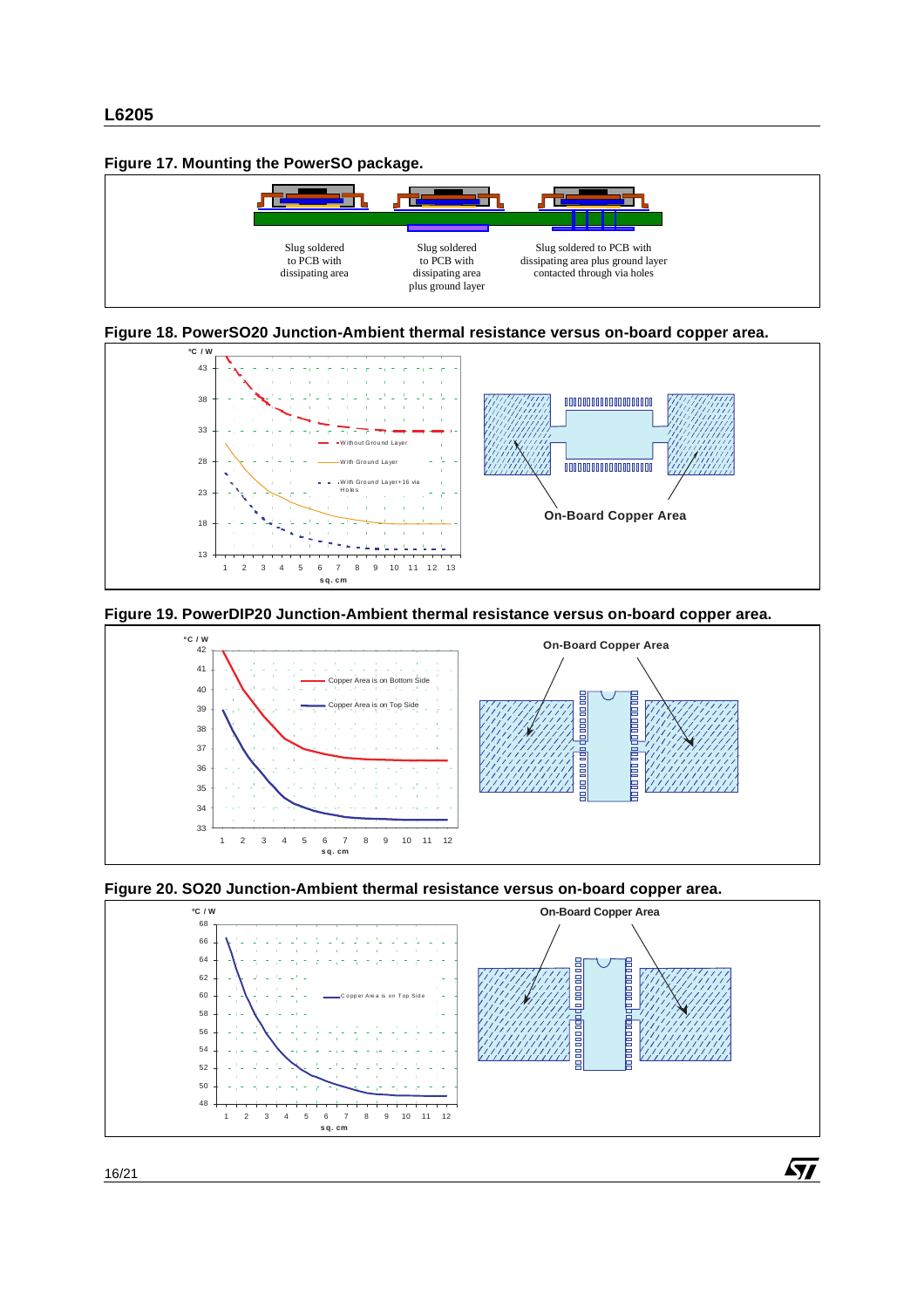**Figure 17. Mounting the PowerSO package.**

Slug soldered to PCB with dissipating area

Slug soldered to PCB with dissipating area plus ground layer

Slug soldered to PCB with dissipating area plus ground layer contacted through via holes

**Figure 18. PowerSO20 Junction-Ambient thermal resistance versus on-board copper area.**

°C / W

Without Ground Layer

With Ground Layer

With Ground Layer+16 via Holes

sq. cm

On-Board Copper Area

**Figure 19. PowerDIP20 Junction-Ambient thermal resistance versus on-board copper area.**

°C / W

Copper Area is on Bottom Side

Copper Area is on Top Side

sq. cm

On-Board Copper Area

**Figure 20. SO20 Junction-Ambient thermal resistance versus on-board copper area.**

°C / W

Copper Area is on Top Side

sq. cm

On-Board Copper Area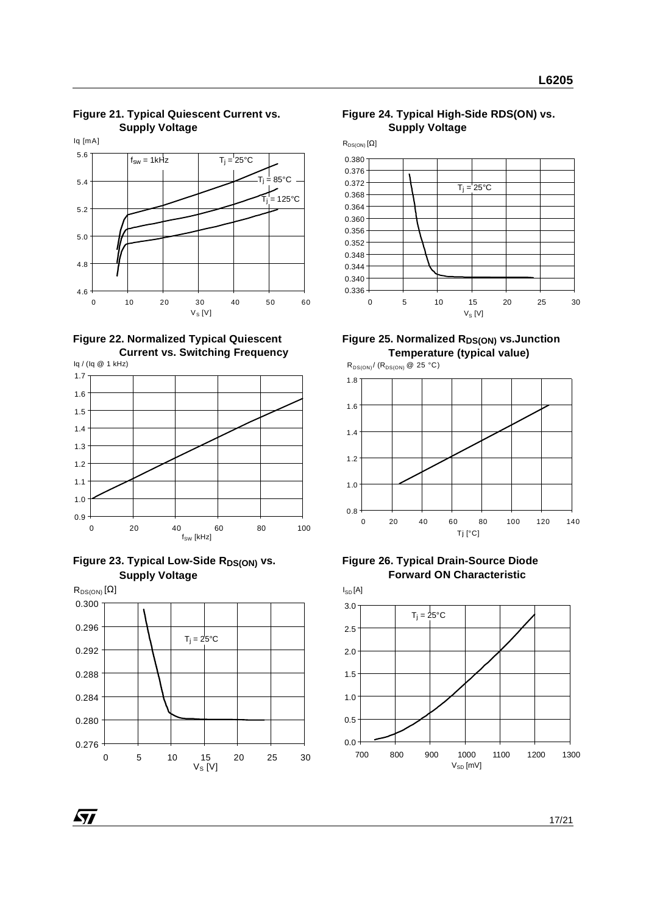**Figure 21. Typical Quiescent Current vs. Supply Voltage**

**Figure 22. Normalized Typical Quiescent Current vs. Switching Frequency**

**Figure 23. Typical Low-Side $R_{DS(ON)}$ vs. Supply Voltage**

**Figure 24. Typical High-Side RDS(ON) vs. Supply Voltage**

**Figure 25. Normalized $R_{DS(ON)}$ vs.Junction Temperature (typical value)**

**Figure 26. Typical Drain-Source Diode Forward ON Characteristic**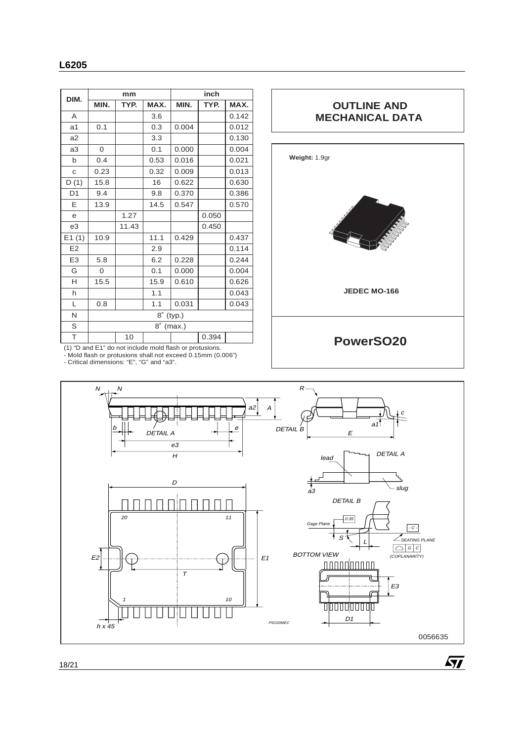| DIM. | mm | | | inch | | |
|---|---|---|---|---|---|---|
| | MIN. | TYP. | MAX. | MIN. | TYP. | MAX. |
| A | | | 3.6 | | | 0.142 |
| a1 | 0.1 | | 0.3 | 0.004 | | 0.012 |
| a2 | | | 3.3 | | | 0.130 |
| a3 | 0 | | 0.1 | 0.000 | | 0.004 |
| b | 0.4 | | 0.53 | 0.016 | | 0.021 |
| c | 0.23 | | 0.32 | 0.009 | | 0.013 |
| D (1) | 15.8 | | 16 | 0.622 | | 0.630 |
| D1 | 9.4 | | 9.8 | 0.370 | | 0.386 |
| E | 13.9 | | 14.5 | 0.547 | | 0.570 |
| e | | 1.27 | | | 0.050 | |
| e3 | | 11.43 | | | 0.450 | |
| E1 (1) | 10.9 | | 11.1 | 0.429 | | 0.437 |
| E2 | | | 2.9 | | | 0.114 |
| E3 | 5.8 | | 6.2 | 0.228 | | 0.244 |
| G | 0 | | 0.1 | 0.000 | | 0.004 |
| H | 15.5 | | 15.9 | 0.610 | | 0.626 |
| h | | | 1.1 | | | 0.043 |
| L | 0.8 | | 1.1 | 0.031 | | 0.043 |
| N | 8° (typ.) | | | | | |
| S | 8° (max.) | | | | | |
| T | | 10 | | | 0.394 | |

(1) "D and E1" do not include mold flash or protusions.
- Mold flash or protusions shall not exceed 0.15mm (0.006")
- Critical dimensions: "E", "G" and "a3".

## OUTLINE AND MECHANICAL DATA

**Weight:** 1.9gr

**JEDEC MO-166**

## PowerSO20

0056635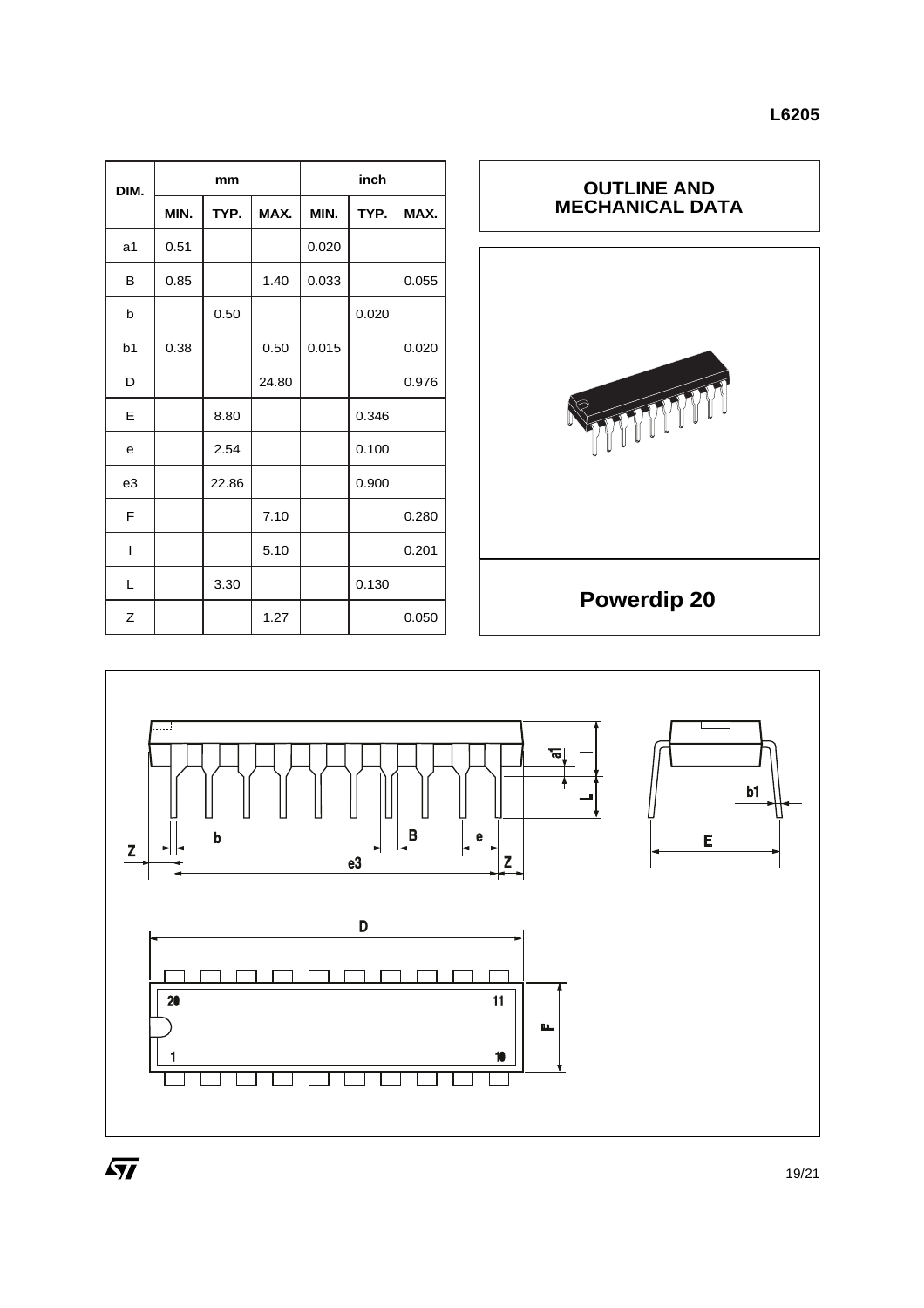| DIM. | mm | | | inch | | |
|---|---|---|---|---|---|---|
| | MIN. | TYP. | MAX. | MIN. | TYP. | MAX. |
| a1 | 0.51 | | | 0.020 | | |
| B | 0.85 | | 1.40 | 0.033 | | 0.055 |
| b | | 0.50 | | | 0.020 | |
| b1 | 0.38 | | 0.50 | 0.015 | | 0.020 |
| D | | | 24.80 | | | 0.976 |
| E | | 8.80 | | | 0.346 | |
| e | | 2.54 | | | 0.100 | |
| e3 | | 22.86 | | | 0.900 | |
| F | | | 7.10 | | | 0.280 |
| I | | | 5.10 | | | 0.201 |
| L | | 3.30 | | | 0.130 | |
| Z | | | 1.27 | | | 0.050 |

## OUTLINE AND MECHANICAL DATA

**Powerdip 20**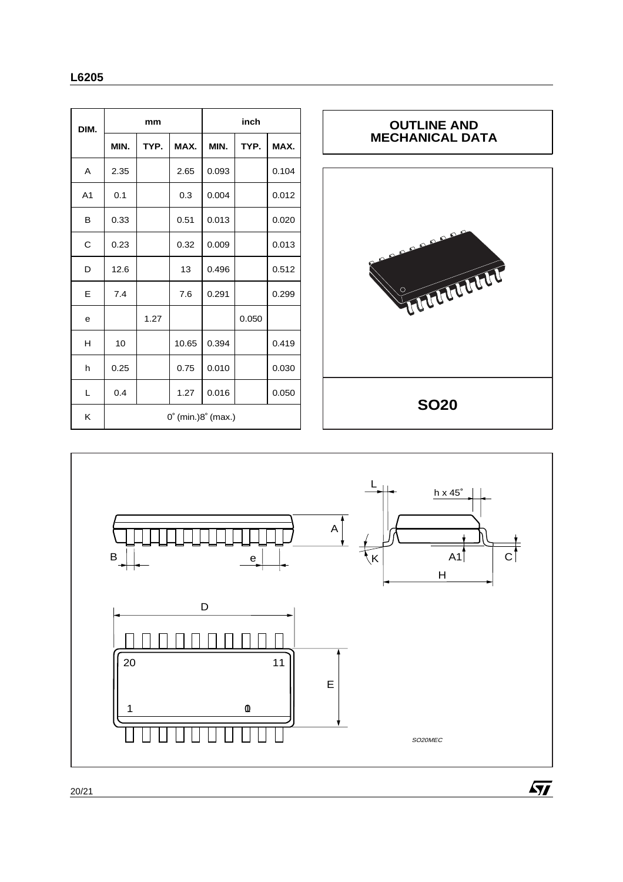| DIM. | mm | | | inch | | |
|---|---|---|---|---|---|---|
| | MIN. | TYP. | MAX. | MIN. | TYP. | MAX. |
| A | 2.35 | | 2.65 | 0.093 | | 0.104 |
| A1 | 0.1 | | 0.3 | 0.004 | | 0.012 |
| B | 0.33 | | 0.51 | 0.013 | | 0.020 |
| C | 0.23 | | 0.32 | 0.009 | | 0.013 |
| D | 12.6 | | 13 | 0.496 | | 0.512 |
| E | 7.4 | | 7.6 | 0.291 | | 0.299 |
| e | | 1.27 | | | 0.050 | |
| H | 10 | | 10.65 | 0.394 | | 0.419 |
| h | 0.25 | | 0.75 | 0.010 | | 0.030 |
| L | 0.4 | | 1.27 | 0.016 | | 0.050 |
| K | 0° (min.)8° (max.) | | | | | |

**OUTLINE AND MECHANICAL DATA**

**SO20**

SO20MEC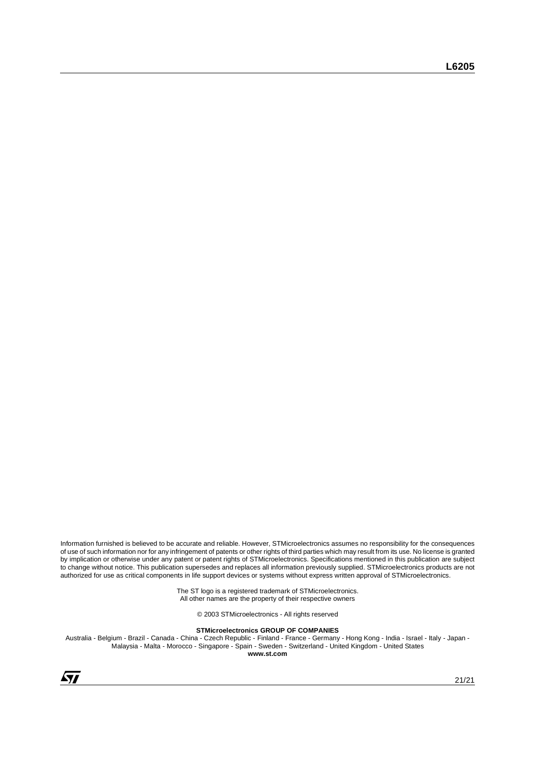Information furnished is believed to be accurate and reliable. However, STMicroelectronics assumes no responsibility for the consequences of use of such information nor for any infringement of patents or other rights of third parties which may result from its use. No license is granted by implication or otherwise under any patent or patent rights of STMicroelectronics. Specifications mentioned in this publication are subject to change without notice. This publication supersedes and replaces all information previously supplied. STMicroelectronics products are not authorized for use as critical components in life support devices or systems without express written approval of STMicroelectronics.

The ST logo is a registered trademark of STMicroelectronics.
All other names are the property of their respective owners

© 2003 STMicroelectronics - All rights reserved

**STMicroelectronics GROUP OF COMPANIES**

Australia - Belgium - Brazil - Canada - China - Czech Republic - Finland - France - Germany - Hong Kong - India - Israel - Italy - Japan - Malaysia - Malta - Morocco - Singapore - Spain - Sweden - Switzerland - United Kingdom - United States

**www.st.com**